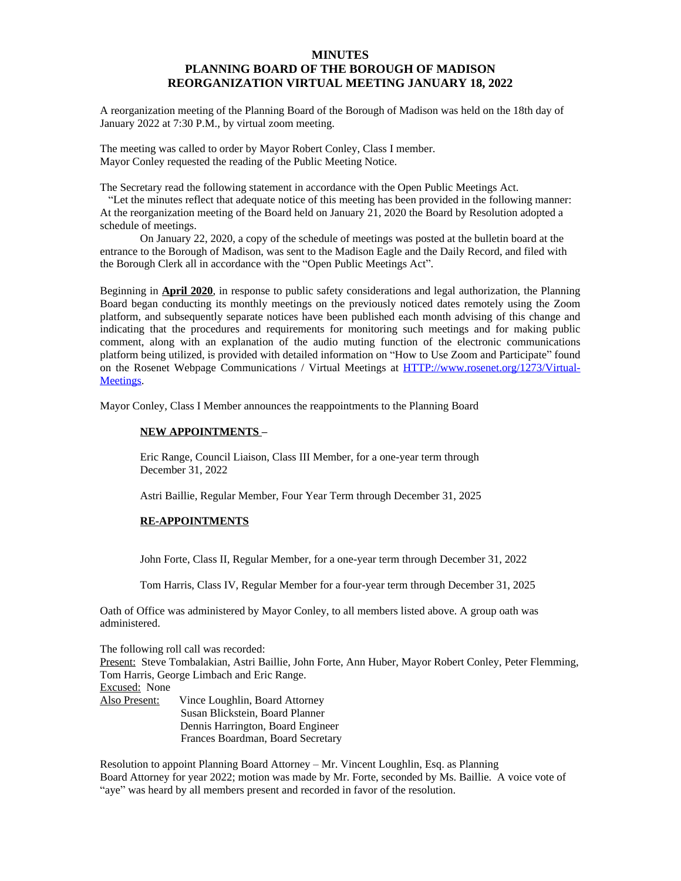# MINUTES
# PLANNING BOARD OF THE BOROUGH OF MADISON
# REORGANIZATION VIRTUAL MEETING JANUARY 18, 2022

A reorganization meeting of the Planning Board of the Borough of Madison was held on the 18th day of January 2022 at 7:30 P.M., by virtual zoom meeting.

The meeting was called to order by Mayor Robert Conley, Class I member.
Mayor Conley requested the reading of the Public Meeting Notice.

The Secretary read the following statement in accordance with the Open Public Meetings Act.
"Let the minutes reflect that adequate notice of this meeting has been provided in the following manner: At the reorganization meeting of the Board held on January 21, 2020 the Board by Resolution adopted a schedule of meetings.

On January 22, 2020, a copy of the schedule of meetings was posted at the bulletin board at the entrance to the Borough of Madison, was sent to the Madison Eagle and the Daily Record, and filed with the Borough Clerk all in accordance with the "Open Public Meetings Act".

Beginning in **April 2020**, in response to public safety considerations and legal authorization, the Planning Board began conducting its monthly meetings on the previously noticed dates remotely using the Zoom platform, and subsequently separate notices have been published each month advising of this change and indicating that the procedures and requirements for monitoring such meetings and for making public comment, along with an explanation of the audio muting function of the electronic communications platform being utilized, is provided with detailed information on "How to Use Zoom and Participate" found on the Rosenet Webpage Communications / Virtual Meetings at [HTTP://www.rosenet.org/1273/Virtual-Meetings](HTTP://www.rosenet.org/1273/Virtual-Meetings).

Mayor Conley, Class I Member announces the reappointments to the Planning Board

**NEW APPOINTMENTS –**

Eric Range, Council Liaison, Class III Member, for a one-year term through December 31, 2022

Astri Baillie, Regular Member, Four Year Term through December 31, 2025

**RE-APPOINTMENTS**

John Forte, Class II, Regular Member, for a one-year term through December 31, 2022

Tom Harris, Class IV, Regular Member for a four-year term through December 31, 2025

Oath of Office was administered by Mayor Conley, to all members listed above. A group oath was administered.

The following roll call was recorded:
Present: Steve Tombalakian, Astri Baillie, John Forte, Ann Huber, Mayor Robert Conley, Peter Flemming, Tom Harris, George Limbach and Eric Range.
Excused: None
Also Present: Vince Loughlin, Board Attorney
Susan Blickstein, Board Planner
Dennis Harrington, Board Engineer
Frances Boardman, Board Secretary

Resolution to appoint Planning Board Attorney – Mr. Vincent Loughlin, Esq. as Planning Board Attorney for year 2022; motion was made by Mr. Forte, seconded by Ms. Baillie. A voice vote of "aye" was heard by all members present and recorded in favor of the resolution.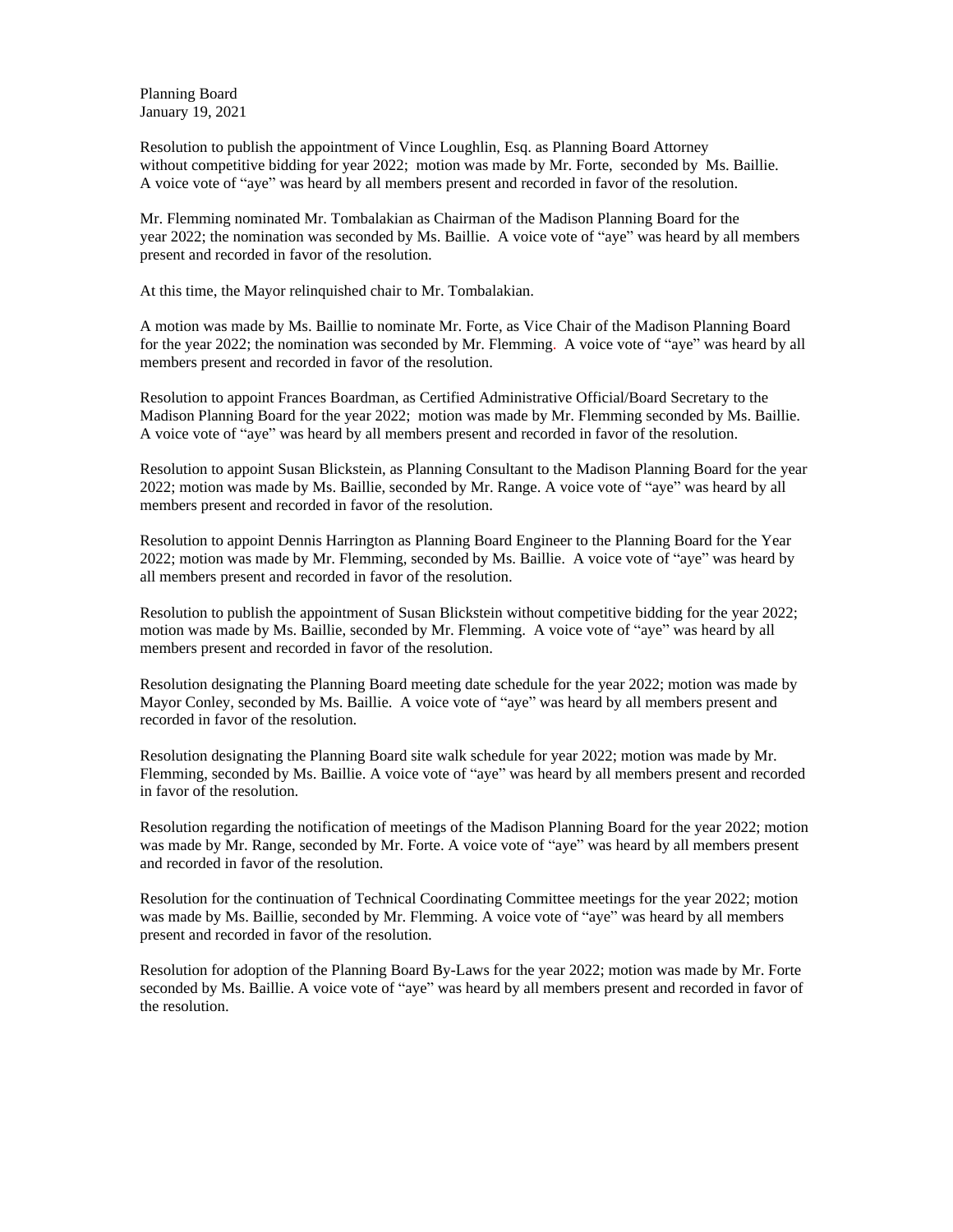Planning Board
January 19, 2021

Resolution to publish the appointment of Vince Loughlin, Esq. as Planning Board Attorney without competitive bidding for year 2022; motion was made by Mr. Forte, seconded by Ms. Baillie. A voice vote of "aye" was heard by all members present and recorded in favor of the resolution.

Mr. Flemming nominated Mr. Tombalakian as Chairman of the Madison Planning Board for the year 2022; the nomination was seconded by Ms. Baillie. A voice vote of "aye" was heard by all members present and recorded in favor of the resolution.

At this time, the Mayor relinquished chair to Mr. Tombalakian.

A motion was made by Ms. Baillie to nominate Mr. Forte, as Vice Chair of the Madison Planning Board for the year 2022; the nomination was seconded by Mr. Flemming. A voice vote of "aye" was heard by all members present and recorded in favor of the resolution.

Resolution to appoint Frances Boardman, as Certified Administrative Official/Board Secretary to the Madison Planning Board for the year 2022; motion was made by Mr. Flemming seconded by Ms. Baillie. A voice vote of "aye" was heard by all members present and recorded in favor of the resolution.

Resolution to appoint Susan Blickstein, as Planning Consultant to the Madison Planning Board for the year 2022; motion was made by Ms. Baillie, seconded by Mr. Range. A voice vote of "aye" was heard by all members present and recorded in favor of the resolution.

Resolution to appoint Dennis Harrington as Planning Board Engineer to the Planning Board for the Year 2022; motion was made by Mr. Flemming, seconded by Ms. Baillie. A voice vote of "aye" was heard by all members present and recorded in favor of the resolution.

Resolution to publish the appointment of Susan Blickstein without competitive bidding for the year 2022; motion was made by Ms. Baillie, seconded by Mr. Flemming. A voice vote of "aye" was heard by all members present and recorded in favor of the resolution.

Resolution designating the Planning Board meeting date schedule for the year 2022; motion was made by Mayor Conley, seconded by Ms. Baillie. A voice vote of "aye" was heard by all members present and recorded in favor of the resolution.

Resolution designating the Planning Board site walk schedule for year 2022; motion was made by Mr. Flemming, seconded by Ms. Baillie. A voice vote of "aye" was heard by all members present and recorded in favor of the resolution.

Resolution regarding the notification of meetings of the Madison Planning Board for the year 2022; motion was made by Mr. Range, seconded by Mr. Forte. A voice vote of "aye" was heard by all members present and recorded in favor of the resolution.

Resolution for the continuation of Technical Coordinating Committee meetings for the year 2022; motion was made by Ms. Baillie, seconded by Mr. Flemming. A voice vote of "aye" was heard by all members present and recorded in favor of the resolution.

Resolution for adoption of the Planning Board By-Laws for the year 2022; motion was made by Mr. Forte seconded by Ms. Baillie. A voice vote of "aye" was heard by all members present and recorded in favor of the resolution.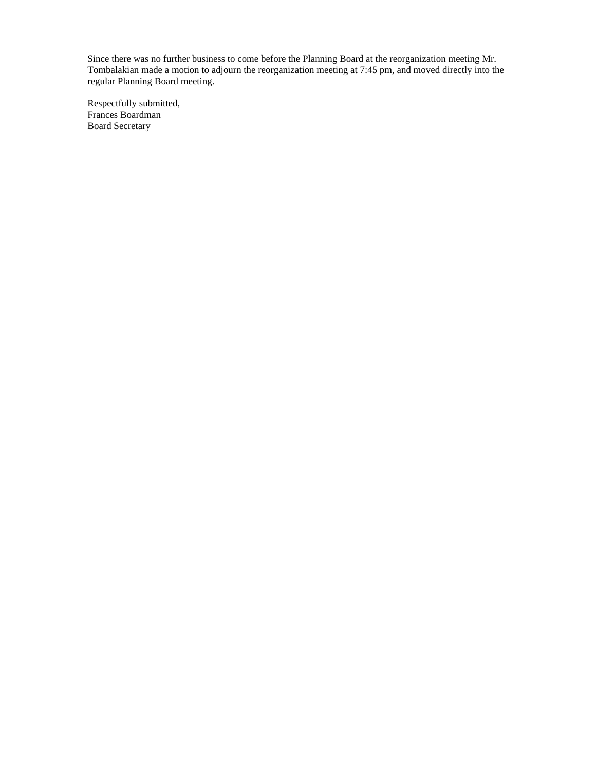Since there was no further business to come before the Planning Board at the reorganization meeting Mr. Tombalakian made a motion to adjourn the reorganization meeting at 7:45 pm, and moved directly into the regular Planning Board meeting.

Respectfully submitted,
Frances Boardman
Board Secretary